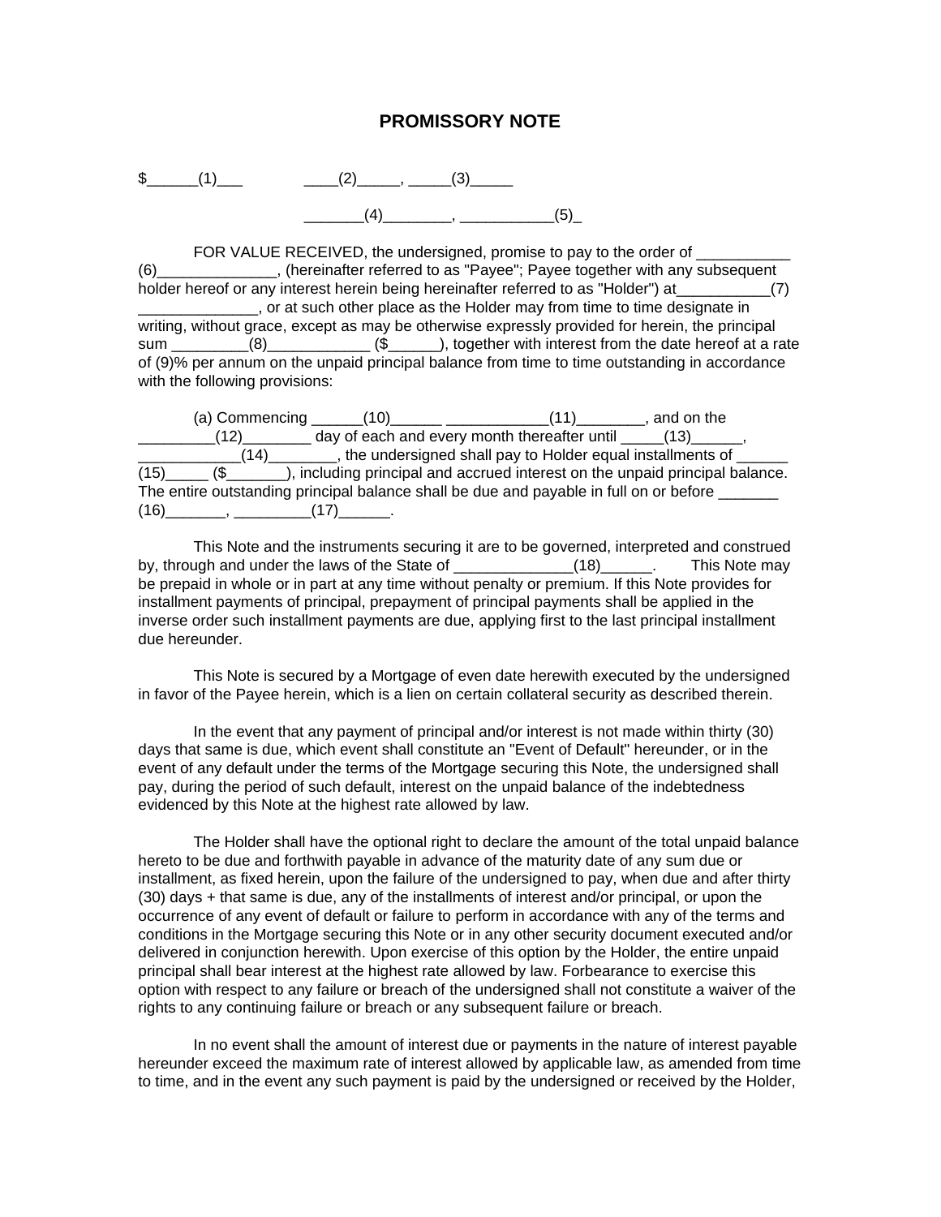# PROMISSORY NOTE

$______(1)___                ____(2)_____, _____(3)_____

_______(4)________, ___________(5)_

FOR VALUE RECEIVED, the undersigned, promise to pay to the order of ___________ (6)______________, (hereinafter referred to as "Payee"; Payee together with any subsequent holder hereof or any interest herein being hereinafter referred to as "Holder") at___________(7) ______________, or at such other place as the Holder may from time to time designate in writing, without grace, except as may be otherwise expressly provided for herein, the principal sum _________(8)____________ ($______), together with interest from the date hereof at a rate of (9)% per annum on the unpaid principal balance from time to time outstanding in accordance with the following provisions:

(a) Commencing ______(10)______ ____________(11)________, and on the _________(12)________ day of each and every month thereafter until _____(13)______, ____________(14)________, the undersigned shall pay to Holder equal installments of ______ (15)_____ ($_______), including principal and accrued interest on the unpaid principal balance. The entire outstanding principal balance shall be due and payable in full on or before _______ (16)_______, _________(17)______.

This Note and the instruments securing it are to be governed, interpreted and construed by, through and under the laws of the State of ______________(18)______. This Note may be prepaid in whole or in part at any time without penalty or premium. If this Note provides for installment payments of principal, prepayment of principal payments shall be applied in the inverse order such installment payments are due, applying first to the last principal installment due hereunder.

This Note is secured by a Mortgage of even date herewith executed by the undersigned in favor of the Payee herein, which is a lien on certain collateral security as described therein.

In the event that any payment of principal and/or interest is not made within thirty (30) days that same is due, which event shall constitute an "Event of Default" hereunder, or in the event of any default under the terms of the Mortgage securing this Note, the undersigned shall pay, during the period of such default, interest on the unpaid balance of the indebtedness evidenced by this Note at the highest rate allowed by law.

The Holder shall have the optional right to declare the amount of the total unpaid balance hereto to be due and forthwith payable in advance of the maturity date of any sum due or installment, as fixed herein, upon the failure of the undersigned to pay, when due and after thirty (30) days + that same is due, any of the installments of interest and/or principal, or upon the occurrence of any event of default or failure to perform in accordance with any of the terms and conditions in the Mortgage securing this Note or in any other security document executed and/or delivered in conjunction herewith. Upon exercise of this option by the Holder, the entire unpaid principal shall bear interest at the highest rate allowed by law. Forbearance to exercise this option with respect to any failure or breach of the undersigned shall not constitute a waiver of the rights to any continuing failure or breach or any subsequent failure or breach.

In no event shall the amount of interest due or payments in the nature of interest payable hereunder exceed the maximum rate of interest allowed by applicable law, as amended from time to time, and in the event any such payment is paid by the undersigned or received by the Holder,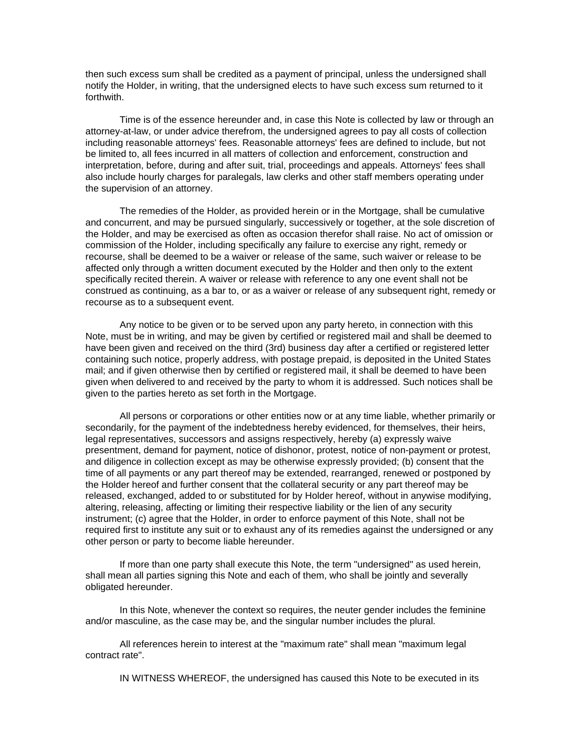then such excess sum shall be credited as a payment of principal, unless the undersigned shall notify the Holder, in writing, that the undersigned elects to have such excess sum returned to it forthwith.

Time is of the essence hereunder and, in case this Note is collected by law or through an attorney-at-law, or under advice therefrom, the undersigned agrees to pay all costs of collection including reasonable attorneys' fees. Reasonable attorneys' fees are defined to include, but not be limited to, all fees incurred in all matters of collection and enforcement, construction and interpretation, before, during and after suit, trial, proceedings and appeals. Attorneys' fees shall also include hourly charges for paralegals, law clerks and other staff members operating under the supervision of an attorney.

The remedies of the Holder, as provided herein or in the Mortgage, shall be cumulative and concurrent, and may be pursued singularly, successively or together, at the sole discretion of the Holder, and may be exercised as often as occasion therefor shall raise. No act of omission or commission of the Holder, including specifically any failure to exercise any right, remedy or recourse, shall be deemed to be a waiver or release of the same, such waiver or release to be affected only through a written document executed by the Holder and then only to the extent specifically recited therein. A waiver or release with reference to any one event shall not be construed as continuing, as a bar to, or as a waiver or release of any subsequent right, remedy or recourse as to a subsequent event.

Any notice to be given or to be served upon any party hereto, in connection with this Note, must be in writing, and may be given by certified or registered mail and shall be deemed to have been given and received on the third (3rd) business day after a certified or registered letter containing such notice, properly address, with postage prepaid, is deposited in the United States mail; and if given otherwise then by certified or registered mail, it shall be deemed to have been given when delivered to and received by the party to whom it is addressed. Such notices shall be given to the parties hereto as set forth in the Mortgage.

All persons or corporations or other entities now or at any time liable, whether primarily or secondarily, for the payment of the indebtedness hereby evidenced, for themselves, their heirs, legal representatives, successors and assigns respectively, hereby (a) expressly waive presentment, demand for payment, notice of dishonor, protest, notice of non-payment or protest, and diligence in collection except as may be otherwise expressly provided; (b) consent that the time of all payments or any part thereof may be extended, rearranged, renewed or postponed by the Holder hereof and further consent that the collateral security or any part thereof may be released, exchanged, added to or substituted for by Holder hereof, without in anywise modifying, altering, releasing, affecting or limiting their respective liability or the lien of any security instrument; (c) agree that the Holder, in order to enforce payment of this Note, shall not be required first to institute any suit or to exhaust any of its remedies against the undersigned or any other person or party to become liable hereunder.

If more than one party shall execute this Note, the term "undersigned" as used herein, shall mean all parties signing this Note and each of them, who shall be jointly and severally obligated hereunder.

In this Note, whenever the context so requires, the neuter gender includes the feminine and/or masculine, as the case may be, and the singular number includes the plural.

All references herein to interest at the "maximum rate" shall mean "maximum legal contract rate".

IN WITNESS WHEREOF, the undersigned has caused this Note to be executed in its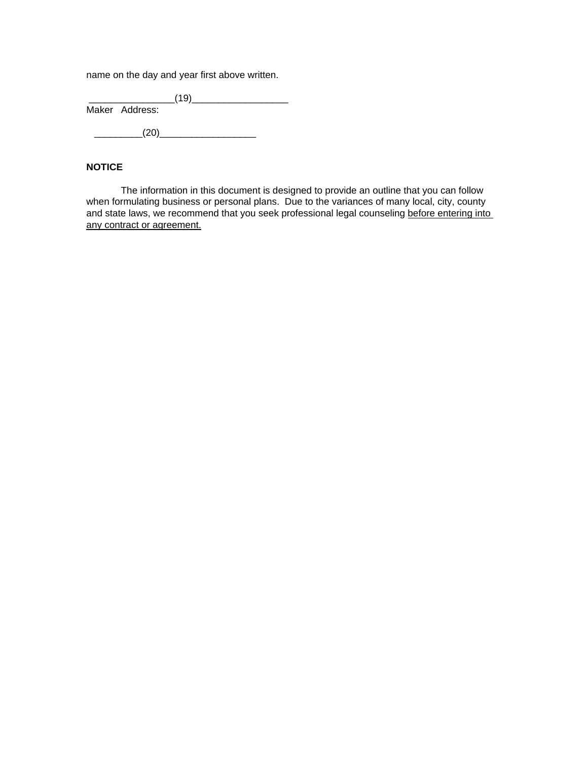name on the day and year first above written.

________________(19)__________________
Maker Address:

_________(20)__________________

**NOTICE**

The information in this document is designed to provide an outline that you can follow when formulating business or personal plans. Due to the variances of many local, city, county and state laws, we recommend that you seek professional legal counseling <u>before entering into any contract or agreement.</u>